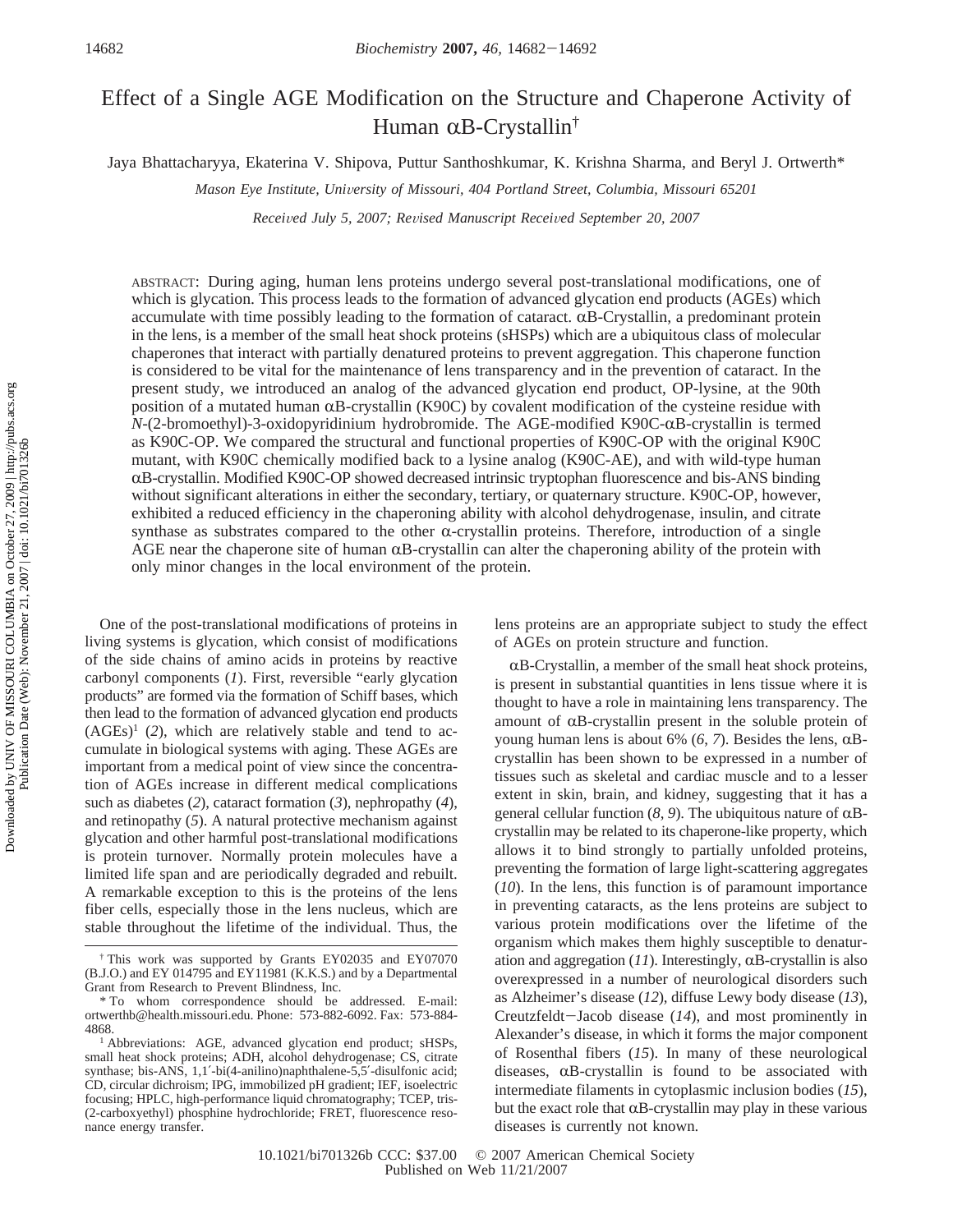# Effect of a Single AGE Modification on the Structure and Chaperone Activity of Human αB-Crystallin[†]

Jaya Bhattacharyya, Ekaterina V. Shipova, Puttur Santhoshkumar, K. Krishna Sharma, and Beryl J. Ortwerth*

*Mason Eye Institute, University of Missouri, 404 Portland Street, Columbia, Missouri 65201*

*Received July 5, 2007; Revised Manuscript Received September 20, 2007*

ABSTRACT: During aging, human lens proteins undergo several post-translational modifications, one of which is glycation. This process leads to the formation of advanced glycation end products (AGEs) which accumulate with time possibly leading to the formation of cataract. αB-Crystallin, a predominant protein in the lens, is a member of the small heat shock proteins (sHSPs) which are a ubiquitous class of molecular chaperones that interact with partially denatured proteins to prevent aggregation. This chaperone function is considered to be vital for the maintenance of lens transparency and in the prevention of cataract. In the present study, we introduced an analog of the advanced glycation end product, OP-lysine, at the 90th position of a mutated human αB-crystallin (K90C) by covalent modification of the cysteine residue with *N*-(2-bromoethyl)-3-oxidopyridinium hydrobromide. The AGE-modified K90C-αB-crystallin is termed as K90C-OP. We compared the structural and functional properties of K90C-OP with the original K90C mutant, with K90C chemically modified back to a lysine analog (K90C-AE), and with wild-type human αB-crystallin. Modified K90C-OP showed decreased intrinsic tryptophan fluorescence and bis-ANS binding without significant alterations in either the secondary, tertiary, or quaternary structure. K90C-OP, however, exhibited a reduced efficiency in the chaperoning ability with alcohol dehydrogenase, insulin, and citrate synthase as substrates compared to the other α-crystallin proteins. Therefore, introduction of a single AGE near the chaperone site of human αB-crystallin can alter the chaperoning ability of the protein with only minor changes in the local environment of the protein.

One of the post-translational modifications of proteins in living systems is glycation, which consist of modifications of the side chains of amino acids in proteins by reactive carbonyl components (*1*). First, reversible "early glycation products" are formed via the formation of Schiff bases, which then lead to the formation of advanced glycation end products (AGEs)[1] (*2*), which are relatively stable and tend to accumulate in biological systems with aging. These AGEs are important from a medical point of view since the concentration of AGEs increase in different medical complications such as diabetes (*2*), cataract formation (*3*), nephropathy (*4*), and retinopathy (*5*). A natural protective mechanism against glycation and other harmful post-translational modifications is protein turnover. Normally protein molecules have a limited life span and are periodically degraded and rebuilt. A remarkable exception to this is the proteins of the lens fiber cells, especially those in the lens nucleus, which are stable throughout the lifetime of the individual. Thus, the lens proteins are an appropriate subject to study the effect of AGEs on protein structure and function.

αB-Crystallin, a member of the small heat shock proteins, is present in substantial quantities in lens tissue where it is thought to have a role in maintaining lens transparency. The amount of αB-crystallin present in the soluble protein of young human lens is about 6% (*6*, *7*). Besides the lens, αB-crystallin has been shown to be expressed in a number of tissues such as skeletal and cardiac muscle and to a lesser extent in skin, brain, and kidney, suggesting that it has a general cellular function (*8*, *9*). The ubiquitous nature of αB-crystallin may be related to its chaperone-like property, which allows it to bind strongly to partially unfolded proteins, preventing the formation of large light-scattering aggregates (*10*). In the lens, this function is of paramount importance in preventing cataracts, as the lens proteins are subject to various protein modifications over the lifetime of the organism which makes them highly susceptible to denaturation and aggregation (*11*). Interestingly, αB-crystallin is also overexpressed in a number of neurological disorders such as Alzheimer's disease (*12*), diffuse Lewy body disease (*13*), Creutzfeldt–Jacob disease (*14*), and most prominently in Alexander's disease, in which it forms the major component of Rosenthal fibers (*15*). In many of these neurological diseases, αB-crystallin is found to be associated with intermediate filaments in cytoplasmic inclusion bodies (*15*), but the exact role that αB-crystallin may play in these various diseases is currently not known.

[†] This work was supported by Grants EY02035 and EY07070 (B.J.O.) and EY 014795 and EY11981 (K.K.S.) and by a Departmental Grant from Research to Prevent Blindness, Inc.

\* To whom correspondence should be addressed. E-mail: ortwerthb@health.missouri.edu. Phone: 573-882-6092. Fax: 573-884-4868.

[1] Abbreviations: AGE, advanced glycation end product; sHSPs, small heat shock proteins; ADH, alcohol dehydrogenase; CS, citrate synthase; bis-ANS, 1,1′-bi(4-anilino)naphthalene-5,5′-disulfonic acid; CD, circular dichroism; IPG, immobilized pH gradient; IEF, isoelectric focusing; HPLC, high-performance liquid chromatography; TCEP, tris-(2-carboxyethyl) phosphine hydrochloride; FRET, fluorescence resonance energy transfer.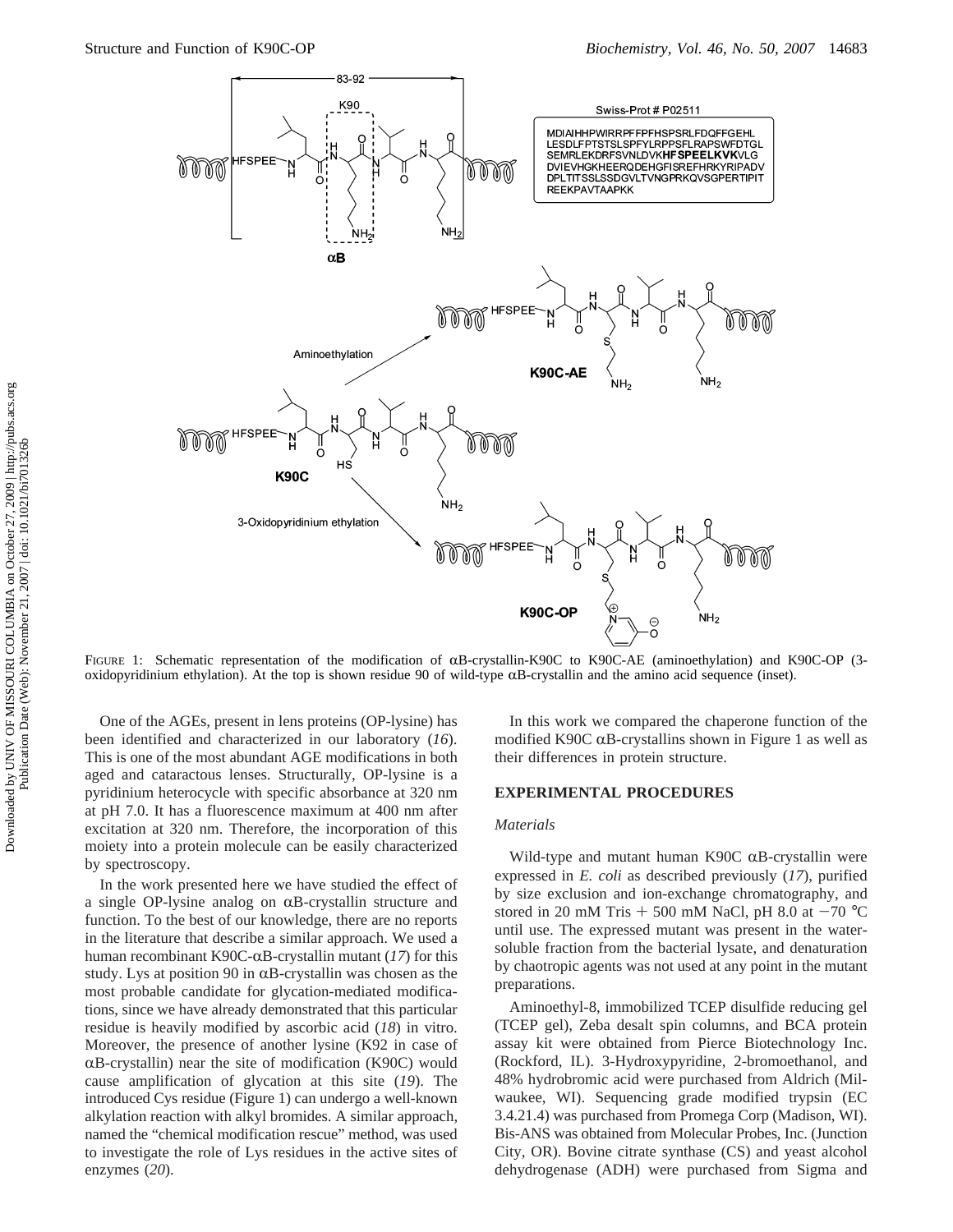FIGURE 1: Schematic representation of the modification of αB-crystallin-K90C to K90C-AE (aminoethylation) and K90C-OP (3-oxidopyridinium ethylation). At the top is shown residue 90 of wild-type αB-crystallin and the amino acid sequence (inset).

One of the AGEs, present in lens proteins (OP-lysine) has been identified and characterized in our laboratory (*16*). This is one of the most abundant AGE modifications in both aged and cataractous lenses. Structurally, OP-lysine is a pyridinium heterocycle with specific absorbance at 320 nm at pH 7.0. It has a fluorescence maximum at 400 nm after excitation at 320 nm. Therefore, the incorporation of this moiety into a protein molecule can be easily characterized by spectroscopy.

In the work presented here we have studied the effect of a single OP-lysine analog on αB-crystallin structure and function. To the best of our knowledge, there are no reports in the literature that describe a similar approach. We used a human recombinant K90C-αB-crystallin mutant (*17*) for this study. Lys at position 90 in αB-crystallin was chosen as the most probable candidate for glycation-mediated modifications, since we have already demonstrated that this particular residue is heavily modified by ascorbic acid (*18*) in vitro. Moreover, the presence of another lysine (K92 in case of αB-crystallin) near the site of modification (K90C) would cause amplification of glycation at this site (*19*). The introduced Cys residue (Figure 1) can undergo a well-known alkylation reaction with alkyl bromides. A similar approach, named the "chemical modification rescue" method, was used to investigate the role of Lys residues in the active sites of enzymes (*20*).

In this work we compared the chaperone function of the modified K90C αB-crystallins shown in Figure 1 as well as their differences in protein structure.

## EXPERIMENTAL PROCEDURES

### *Materials*

Wild-type and mutant human K90C αB-crystallin were expressed in *E. coli* as described previously (*17*), purified by size exclusion and ion-exchange chromatography, and stored in 20 mM Tris + 500 mM NaCl, pH 8.0 at −70 °C until use. The expressed mutant was present in the water-soluble fraction from the bacterial lysate, and denaturation by chaotropic agents was not used at any point in the mutant preparations.

Aminoethyl-8, immobilized TCEP disulfide reducing gel (TCEP gel), Zeba desalt spin columns, and BCA protein assay kit were obtained from Pierce Biotechnology Inc. (Rockford, IL). 3-Hydroxypyridine, 2-bromoethanol, and 48% hydrobromic acid were purchased from Aldrich (Milwaukee, WI). Sequencing grade modified trypsin (EC 3.4.21.4) was purchased from Promega Corp (Madison, WI). Bis-ANS was obtained from Molecular Probes, Inc. (Junction City, OR). Bovine citrate synthase (CS) and yeast alcohol dehydrogenase (ADH) were purchased from Sigma and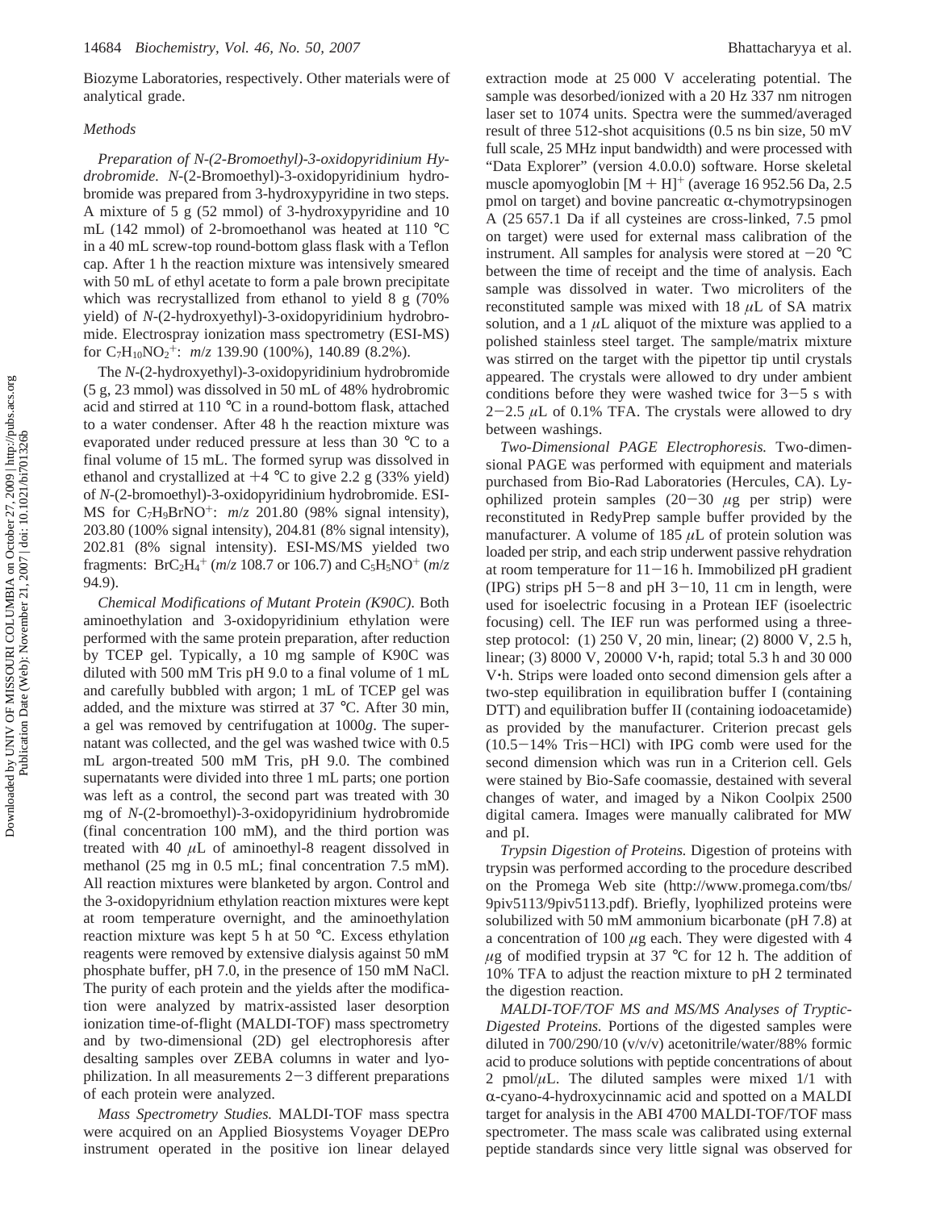Biozyme Laboratories, respectively. Other materials were of analytical grade.

### *Methods*

*Preparation of N-(2-Bromoethyl)-3-oxidopyridinium Hydrobromide.* *N*-(2-Bromoethyl)-3-oxidopyridinium hydrobromide was prepared from 3-hydroxypyridine in two steps. A mixture of 5 g (52 mmol) of 3-hydroxypyridine and 10 mL (142 mmol) of 2-bromoethanol was heated at 110 °C in a 40 mL screw-top round-bottom glass flask with a Teflon cap. After 1 h the reaction mixture was intensively smeared with 50 mL of ethyl acetate to form a pale brown precipitate which was recrystallized from ethanol to yield 8 g (70% yield) of *N*-(2-hydroxyethyl)-3-oxidopyridinium hydrobromide. Electrospray ionization mass spectrometry (ESI-MS) for $C_7H_{10}NO_2^+$: *m/z* 139.90 (100%), 140.89 (8.2%).

The *N*-(2-hydroxyethyl)-3-oxidopyridinium hydrobromide (5 g, 23 mmol) was dissolved in 50 mL of 48% hydrobromic acid and stirred at 110 °C in a round-bottom flask, attached to a water condenser. After 48 h the reaction mixture was evaporated under reduced pressure at less than 30 °C to a final volume of 15 mL. The formed syrup was dissolved in ethanol and crystallized at +4 °C to give 2.2 g (33% yield) of *N*-(2-bromoethyl)-3-oxidopyridinium hydrobromide. ESI-MS for $C_7H_9BrNO^+$: *m/z* 201.80 (98% signal intensity), 203.80 (100% signal intensity), 204.81 (8% signal intensity), 202.81 (8% signal intensity). ESI-MS/MS yielded two fragments: $BrC_2H_4^+$ (*m/z* 108.7 or 106.7) and $C_5H_5NO^+$ (*m/z* 94.9).

*Chemical Modifications of Mutant Protein (K90C).* Both aminoethylation and 3-oxidopyridinium ethylation were performed with the same protein preparation, after reduction by TCEP gel. Typically, a 10 mg sample of K90C was diluted with 500 mM Tris pH 9.0 to a final volume of 1 mL and carefully bubbled with argon; 1 mL of TCEP gel was added, and the mixture was stirred at 37 °C. After 30 min, a gel was removed by centrifugation at 1000*g*. The supernatant was collected, and the gel was washed twice with 0.5 mL argon-treated 500 mM Tris, pH 9.0. The combined supernatants were divided into three 1 mL parts; one portion was left as a control, the second part was treated with 30 mg of *N*-(2-bromoethyl)-3-oxidopyridinium hydrobromide (final concentration 100 mM), and the third portion was treated with 40 μL of aminoethyl-8 reagent dissolved in methanol (25 mg in 0.5 mL; final concentration 7.5 mM). All reaction mixtures were blanketed by argon. Control and the 3-oxidopyridnium ethylation reaction mixtures were kept at room temperature overnight, and the aminoethylation reaction mixture was kept 5 h at 50 °C. Excess ethylation reagents were removed by extensive dialysis against 50 mM phosphate buffer, pH 7.0, in the presence of 150 mM NaCl. The purity of each protein and the yields after the modification were analyzed by matrix-assisted laser desorption ionization time-of-flight (MALDI-TOF) mass spectrometry and by two-dimensional (2D) gel electrophoresis after desalting samples over ZEBA columns in water and lyophilization. In all measurements 2−3 different preparations of each protein were analyzed.

*Mass Spectrometry Studies.* MALDI-TOF mass spectra were acquired on an Applied Biosystems Voyager DEPro instrument operated in the positive ion linear delayed extraction mode at 25 000 V accelerating potential. The sample was desorbed/ionized with a 20 Hz 337 nm nitrogen laser set to 1074 units. Spectra were the summed/averaged result of three 512-shot acquisitions (0.5 ns bin size, 50 mV full scale, 25 MHz input bandwidth) and were processed with "Data Explorer" (version 4.0.0.0) software. Horse skeletal muscle apomyoglobin $[M + H]^+$ (average 16 952.56 Da, 2.5 pmol on target) and bovine pancreatic α-chymotrypsinogen A (25 657.1 Da if all cysteines are cross-linked, 7.5 pmol on target) were used for external mass calibration of the instrument. All samples for analysis were stored at −20 °C between the time of receipt and the time of analysis. Each sample was dissolved in water. Two microliters of the reconstituted sample was mixed with 18 μL of SA matrix solution, and a 1 μL aliquot of the mixture was applied to a polished stainless steel target. The sample/matrix mixture was stirred on the target with the pipettor tip until crystals appeared. The crystals were allowed to dry under ambient conditions before they were washed twice for 3−5 s with 2−2.5 μL of 0.1% TFA. The crystals were allowed to dry between washings.

*Two-Dimensional PAGE Electrophoresis.* Two-dimensional PAGE was performed with equipment and materials purchased from Bio-Rad Laboratories (Hercules, CA). Lyophilized protein samples (20−30 μg per strip) were reconstituted in RedyPrep sample buffer provided by the manufacturer. A volume of 185 μL of protein solution was loaded per strip, and each strip underwent passive rehydration at room temperature for 11−16 h. Immobilized pH gradient (IPG) strips pH 5−8 and pH 3−10, 11 cm in length, were used for isoelectric focusing in a Protean IEF (isoelectric focusing) cell. The IEF run was performed using a three-step protocol: (1) 250 V, 20 min, linear; (2) 8000 V, 2.5 h, linear; (3) 8000 V, 20000 V·h, rapid; total 5.3 h and 30 000 V·h. Strips were loaded onto second dimension gels after a two-step equilibration in equilibration buffer I (containing DTT) and equilibration buffer II (containing iodoacetamide) as provided by the manufacturer. Criterion precast gels (10.5−14% Tris−HCl) with IPG comb were used for the second dimension which was run in a Criterion cell. Gels were stained by Bio-Safe coomassie, destained with several changes of water, and imaged by a Nikon Coolpix 2500 digital camera. Images were manually calibrated for MW and pI.

*Trypsin Digestion of Proteins.* Digestion of proteins with trypsin was performed according to the procedure described on the Promega Web site (http://www.promega.com/tbs/9piv5113/9piv5113.pdf). Briefly, lyophilized proteins were solubilized with 50 mM ammonium bicarbonate (pH 7.8) at a concentration of 100 μg each. They were digested with 4 μg of modified trypsin at 37 °C for 12 h. The addition of 10% TFA to adjust the reaction mixture to pH 2 terminated the digestion reaction.

*MALDI-TOF/TOF MS and MS/MS Analyses of Tryptic-Digested Proteins.* Portions of the digested samples were diluted in 700/290/10 (v/v/v) acetonitrile/water/88% formic acid to produce solutions with peptide concentrations of about 2 pmol/μL. The diluted samples were mixed 1/1 with α-cyano-4-hydroxycinnamic acid and spotted on a MALDI target for analysis in the ABI 4700 MALDI-TOF/TOF mass spectrometer. The mass scale was calibrated using external peptide standards since very little signal was observed for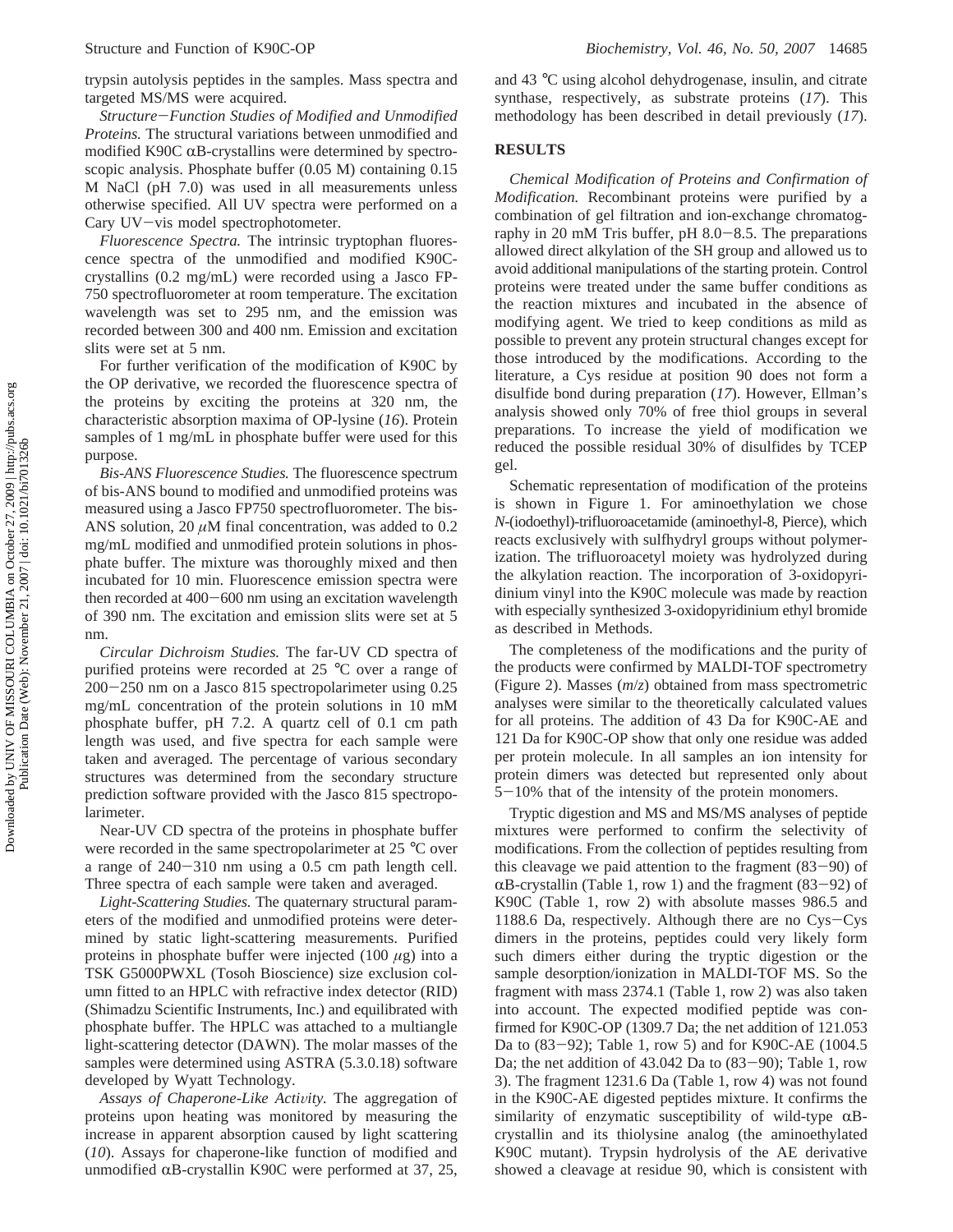trypsin autolysis peptides in the samples. Mass spectra and targeted MS/MS were acquired.

*Structure−Function Studies of Modified and Unmodified Proteins.* The structural variations between unmodified and modified K90C αB-crystallins were determined by spectroscopic analysis. Phosphate buffer (0.05 M) containing 0.15 M NaCl (pH 7.0) was used in all measurements unless otherwise specified. All UV spectra were performed on a Cary UV−vis model spectrophotometer.

*Fluorescence Spectra.* The intrinsic tryptophan fluorescence spectra of the unmodified and modified K90C-crystallins (0.2 mg/mL) were recorded using a Jasco FP-750 spectrofluorometer at room temperature. The excitation wavelength was set to 295 nm, and the emission was recorded between 300 and 400 nm. Emission and excitation slits were set at 5 nm.

For further verification of the modification of K90C by the OP derivative, we recorded the fluorescence spectra of the proteins by exciting the proteins at 320 nm, the characteristic absorption maxima of OP-lysine (*16*). Protein samples of 1 mg/mL in phosphate buffer were used for this purpose.

*Bis-ANS Fluorescence Studies.* The fluorescence spectrum of bis-ANS bound to modified and unmodified proteins was measured using a Jasco FP750 spectrofluorometer. The bis-ANS solution, 20 μM final concentration, was added to 0.2 mg/mL modified and unmodified protein solutions in phosphate buffer. The mixture was thoroughly mixed and then incubated for 10 min. Fluorescence emission spectra were then recorded at 400−600 nm using an excitation wavelength of 390 nm. The excitation and emission slits were set at 5 nm.

*Circular Dichroism Studies.* The far-UV CD spectra of purified proteins were recorded at 25 °C over a range of 200−250 nm on a Jasco 815 spectropolarimeter using 0.25 mg/mL concentration of the protein solutions in 10 mM phosphate buffer, pH 7.2. A quartz cell of 0.1 cm path length was used, and five spectra for each sample were taken and averaged. The percentage of various secondary structures was determined from the secondary structure prediction software provided with the Jasco 815 spectropolarimeter.

Near-UV CD spectra of the proteins in phosphate buffer were recorded in the same spectropolarimeter at 25 °C over a range of 240−310 nm using a 0.5 cm path length cell. Three spectra of each sample were taken and averaged.

*Light-Scattering Studies.* The quaternary structural parameters of the modified and unmodified proteins were determined by static light-scattering measurements. Purified proteins in phosphate buffer were injected (100 μg) into a TSK G5000PWXL (Tosoh Bioscience) size exclusion column fitted to an HPLC with refractive index detector (RID) (Shimadzu Scientific Instruments, Inc.) and equilibrated with phosphate buffer. The HPLC was attached to a multiangle light-scattering detector (DAWN). The molar masses of the samples were determined using ASTRA (5.3.0.18) software developed by Wyatt Technology.

*Assays of Chaperone-Like Activity.* The aggregation of proteins upon heating was monitored by measuring the increase in apparent absorption caused by light scattering (*10*). Assays for chaperone-like function of modified and unmodified αB-crystallin K90C were performed at 37, 25, and 43 °C using alcohol dehydrogenase, insulin, and citrate synthase, respectively, as substrate proteins (*17*). This methodology has been described in detail previously (*17*).

## RESULTS

*Chemical Modification of Proteins and Confirmation of Modification.* Recombinant proteins were purified by a combination of gel filtration and ion-exchange chromatography in 20 mM Tris buffer, pH 8.0−8.5. The preparations allowed direct alkylation of the SH group and allowed us to avoid additional manipulations of the starting protein. Control proteins were treated under the same buffer conditions as the reaction mixtures and incubated in the absence of modifying agent. We tried to keep conditions as mild as possible to prevent any protein structural changes except for those introduced by the modifications. According to the literature, a Cys residue at position 90 does not form a disulfide bond during preparation (*17*). However, Ellman's analysis showed only 70% of free thiol groups in several preparations. To increase the yield of modification we reduced the possible residual 30% of disulfides by TCEP gel.

Schematic representation of modification of the proteins is shown in Figure 1. For aminoethylation we chose *N*-(iodoethyl)-trifluoroacetamide (aminoethyl-8, Pierce), which reacts exclusively with sulfhydryl groups without polymerization. The trifluoroacetyl moiety was hydrolyzed during the alkylation reaction. The incorporation of 3-oxidopyridinium vinyl into the K90C molecule was made by reaction with especially synthesized 3-oxidopyridinium ethyl bromide as described in Methods.

The completeness of the modifications and the purity of the products were confirmed by MALDI-TOF spectrometry (Figure 2). Masses (*m*/*z*) obtained from mass spectrometric analyses were similar to the theoretically calculated values for all proteins. The addition of 43 Da for K90C-AE and 121 Da for K90C-OP show that only one residue was added per protein molecule. In all samples an ion intensity for protein dimers was detected but represented only about 5−10% that of the intensity of the protein monomers.

Tryptic digestion and MS and MS/MS analyses of peptide mixtures were performed to confirm the selectivity of modifications. From the collection of peptides resulting from this cleavage we paid attention to the fragment (83−90) of αB-crystallin (Table 1, row 1) and the fragment (83−92) of K90C (Table 1, row 2) with absolute masses 986.5 and 1188.6 Da, respectively. Although there are no Cys−Cys dimers in the proteins, peptides could very likely form such dimers either during the tryptic digestion or the sample desorption/ionization in MALDI-TOF MS. So the fragment with mass 2374.1 (Table 1, row 2) was also taken into account. The expected modified peptide was confirmed for K90C-OP (1309.7 Da; the net addition of 121.053 Da to (83−92); Table 1, row 5) and for K90C-AE (1004.5 Da; the net addition of 43.042 Da to (83−90); Table 1, row 3). The fragment 1231.6 Da (Table 1, row 4) was not found in the K90C-AE digested peptides mixture. It confirms the similarity of enzymatic susceptibility of wild-type αB-crystallin and its thiolysine analog (the aminoethylated K90C mutant). Trypsin hydrolysis of the AE derivative showed a cleavage at residue 90, which is consistent with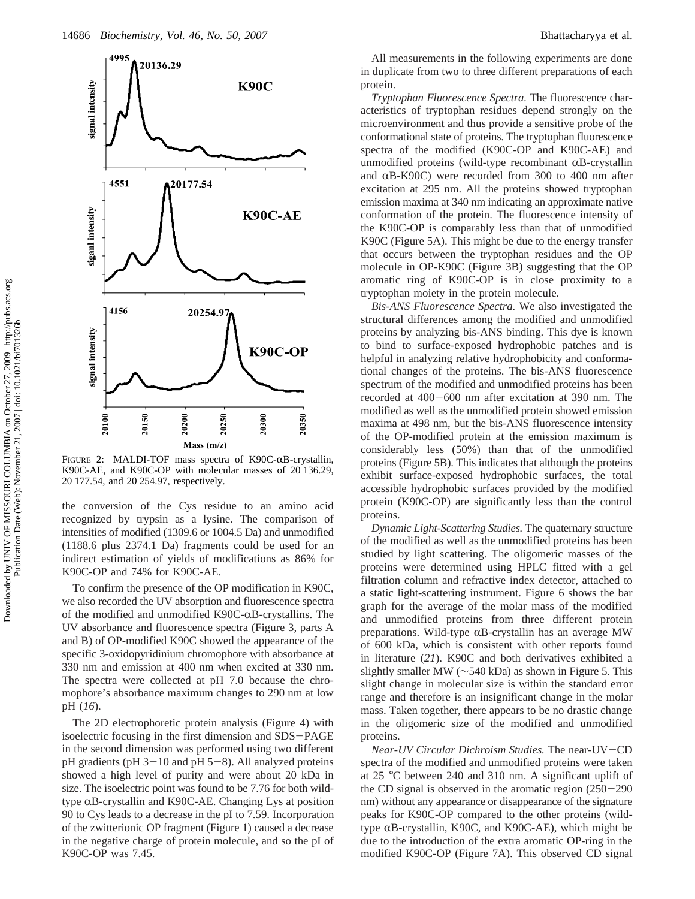FIGURE 2: MALDI-TOF mass spectra of K90C-αB-crystallin, K90C-AE, and K90C-OP with molecular masses of 20 136.29, 20 177.54, and 20 254.97, respectively.

the conversion of the Cys residue to an amino acid recognized by trypsin as a lysine. The comparison of intensities of modified (1309.6 or 1004.5 Da) and unmodified (1188.6 plus 2374.1 Da) fragments could be used for an indirect estimation of yields of modifications as 86% for K90C-OP and 74% for K90C-AE.

To confirm the presence of the OP modification in K90C, we also recorded the UV absorption and fluorescence spectra of the modified and unmodified K90C-αB-crystallins. The UV absorbance and fluorescence spectra (Figure 3, parts A and B) of OP-modified K90C showed the appearance of the specific 3-oxidopyridinium chromophore with absorbance at 330 nm and emission at 400 nm when excited at 330 nm. The spectra were collected at pH 7.0 because the chromophore's absorbance maximum changes to 290 nm at low pH (*16*).

The 2D electrophoretic protein analysis (Figure 4) with isoelectric focusing in the first dimension and SDS−PAGE in the second dimension was performed using two different pH gradients (pH 3−10 and pH 5−8). All analyzed proteins showed a high level of purity and were about 20 kDa in size. The isoelectric point was found to be 7.76 for both wild-type αB-crystallin and K90C-AE. Changing Lys at position 90 to Cys leads to a decrease in the pI to 7.59. Incorporation of the zwitterionic OP fragment (Figure 1) caused a decrease in the negative charge of protein molecule, and so the pI of K90C-OP was 7.45.

All measurements in the following experiments are done in duplicate from two to three different preparations of each protein.

*Tryptophan Fluorescence Spectra.* The fluorescence characteristics of tryptophan residues depend strongly on the microenvironment and thus provide a sensitive probe of the conformational state of proteins. The tryptophan fluorescence spectra of the modified (K90C-OP and K90C-AE) and unmodified proteins (wild-type recombinant αB-crystallin and αB-K90C) were recorded from 300 to 400 nm after excitation at 295 nm. All the proteins showed tryptophan emission maxima at 340 nm indicating an approximate native conformation of the protein. The fluorescence intensity of the K90C-OP is comparably less than that of unmodified K90C (Figure 5A). This might be due to the energy transfer that occurs between the tryptophan residues and the OP molecule in OP-K90C (Figure 3B) suggesting that the OP aromatic ring of K90C-OP is in close proximity to a tryptophan moiety in the protein molecule.

*Bis-ANS Fluorescence Spectra.* We also investigated the structural differences among the modified and unmodified proteins by analyzing bis-ANS binding. This dye is known to bind to surface-exposed hydrophobic patches and is helpful in analyzing relative hydrophobicity and conformational changes of the proteins. The bis-ANS fluorescence spectrum of the modified and unmodified proteins has been recorded at 400−600 nm after excitation at 390 nm. The modified as well as the unmodified protein showed emission maxima at 498 nm, but the bis-ANS fluorescence intensity of the OP-modified protein at the emission maximum is considerably less (50%) than that of the unmodified proteins (Figure 5B). This indicates that although the proteins exhibit surface-exposed hydrophobic surfaces, the total accessible hydrophobic surfaces provided by the modified protein (K90C-OP) are significantly less than the control proteins.

*Dynamic Light-Scattering Studies.* The quaternary structure of the modified as well as the unmodified proteins has been studied by light scattering. The oligomeric masses of the proteins were determined using HPLC fitted with a gel filtration column and refractive index detector, attached to a static light-scattering instrument. Figure 6 shows the bar graph for the average of the molar mass of the modified and unmodified proteins from three different protein preparations. Wild-type αB-crystallin has an average MW of 600 kDa, which is consistent with other reports found in literature (*21*). K90C and both derivatives exhibited a slightly smaller MW (∼540 kDa) as shown in Figure 5. This slight change in molecular size is within the standard error range and therefore is an insignificant change in the molar mass. Taken together, there appears to be no drastic change in the oligomeric size of the modified and unmodified proteins.

*Near-UV Circular Dichroism Studies.* The near-UV−CD spectra of the modified and unmodified proteins were taken at 25 °C between 240 and 310 nm. A significant uplift of the CD signal is observed in the aromatic region (250−290 nm) without any appearance or disappearance of the signature peaks for K90C-OP compared to the other proteins (wild-type αB-crystallin, K90C, and K90C-AE), which might be due to the introduction of the extra aromatic OP-ring in the modified K90C-OP (Figure 7A). This observed CD signal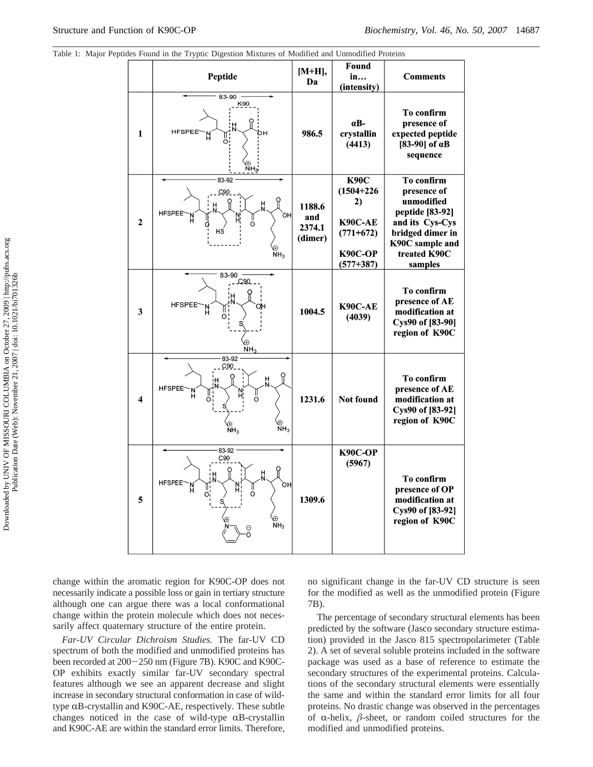Table 1: Major Peptides Found in the Tryptic Digestion Mixtures of Modified and Unmodified Proteins

| | Peptide | [M+H], Da | Found in... (intensity) | Comments |
|---|---|---|---|---|
| 1 | 83-90; HFSPEE-L-K90 | 986.5 | αB-crystallin (4413) | To confirm presence of expected peptide [83-90] of αB sequence |
| 2 | 83-92; HFSPEE-L-C90-V-K | 1188.6 and 2374.1 (dimer) | K90C (1504+2262); K90C-AE (771+672); K90C-OP (577+387) | To confirm presence of unmodified peptide [83-92] and its Cys-Cys bridged dimer in K90C sample and treated K90C samples |
| 3 | 83-90; HFSPEE-L-C90 (S-aminoethyl) | 1004.5 | K90C-AE (4039) | To confirm presence of AE modification at Cys90 of [83-90] region of K90C |
| 4 | 83-92; HFSPEE-L-C90 (S-aminoethyl)-V-K | 1231.6 | Not found | To confirm presence of AE modification at Cys90 of [83-92] region of K90C |
| 5 | 83-92; HFSPEE-L-C90 (S-ethylpyridinium-3-olate)-V-K | 1309.6 | K90C-OP (5967) | To confirm presence of OP modification at Cys90 of [83-92] region of K90C |

change within the aromatic region for K90C-OP does not necessarily indicate a possible loss or gain in tertiary structure although one can argue there was a local conformational change within the protein molecule which does not necessarily affect quaternary structure of the entire protein.

*Far-UV Circular Dichroism Studies.* The far-UV CD spectrum of both the modified and unmodified proteins has been recorded at 200−250 nm (Figure 7B). K90C and K90C-OP exhibits exactly similar far-UV secondary spectral features although we see an apparent decrease and slight increase in secondary structural conformation in case of wild-type αB-crystallin and K90C-AE, respectively. These subtle changes noticed in the case of wild-type αB-crystallin and K90C-AE are within the standard error limits. Therefore, no significant change in the far-UV CD structure is seen for the modified as well as the unmodified protein (Figure 7B).

The percentage of secondary structural elements has been predicted by the software (Jasco secondary structure estimation) provided in the Jasco 815 spectropolarimeter (Table 2). A set of several soluble proteins included in the software package was used as a base of reference to estimate the secondary structures of the experimental proteins. Calculations of the secondary structural elements were essentially the same and within the standard error limits for all four proteins. No drastic change was observed in the percentages of α-helix, β-sheet, or random coiled structures for the modified and unmodified proteins.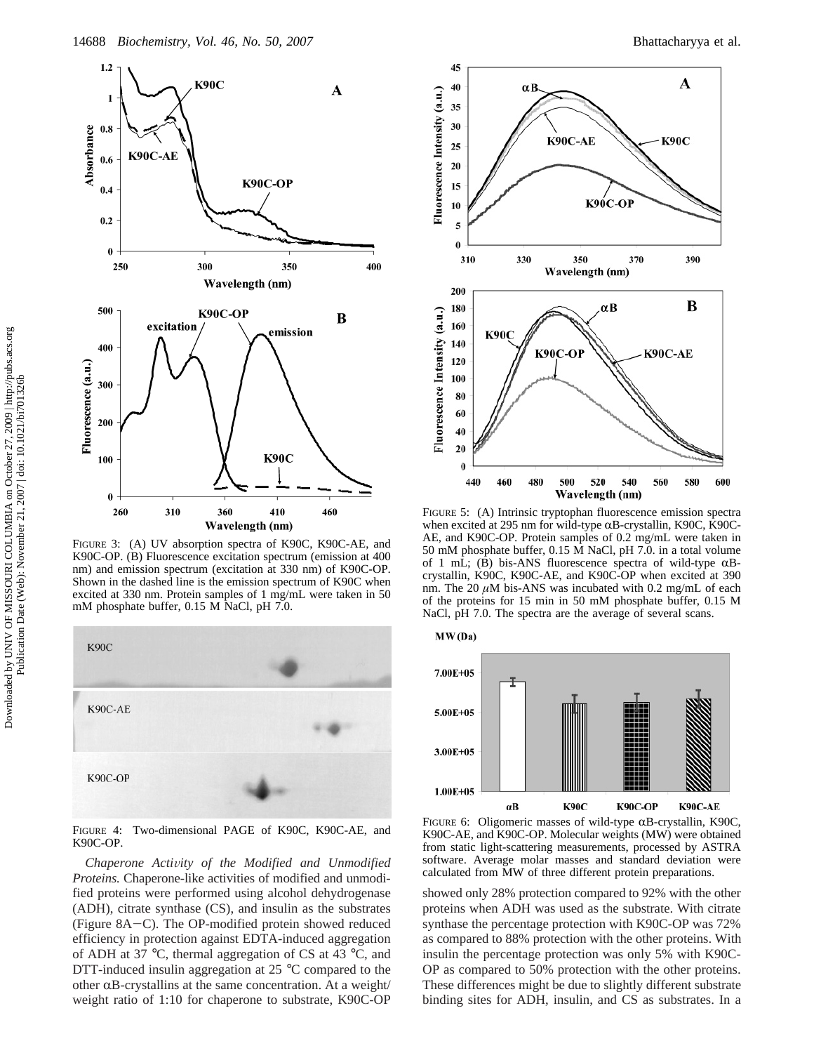FIGURE 3: (A) UV absorption spectra of K90C, K90C-AE, and K90C-OP. (B) Fluorescence excitation spectrum (emission at 400 nm) and emission spectrum (excitation at 330 nm) of K90C-OP. Shown in the dashed line is the emission spectrum of K90C when excited at 330 nm. Protein samples of 1 mg/mL were taken in 50 mM phosphate buffer, 0.15 M NaCl, pH 7.0.

FIGURE 4: Two-dimensional PAGE of K90C, K90C-AE, and K90C-OP.

*Chaperone Activity of the Modified and Unmodified Proteins.* Chaperone-like activities of modified and unmodified proteins were performed using alcohol dehydrogenase (ADH), citrate synthase (CS), and insulin as the substrates (Figure 8A−C). The OP-modified protein showed reduced efficiency in protection against EDTA-induced aggregation of ADH at 37 °C, thermal aggregation of CS at 43 °C, and DTT-induced insulin aggregation at 25 °C compared to the other αB-crystallins at the same concentration. At a weight/weight ratio of 1:10 for chaperone to substrate, K90C-OP showed only 28% protection compared to 92% with the other proteins when ADH was used as the substrate. With citrate synthase the percentage protection with K90C-OP was 72% as compared to 88% protection with the other proteins. With insulin the percentage protection was only 5% with K90C-OP as compared to 50% protection with the other proteins. These differences might be due to slightly different substrate binding sites for ADH, insulin, and CS as substrates. In a

FIGURE 5: (A) Intrinsic tryptophan fluorescence emission spectra when excited at 295 nm for wild-type αB-crystallin, K90C, K90C-AE, and K90C-OP. Protein samples of 0.2 mg/mL were taken in 50 mM phosphate buffer, 0.15 M NaCl, pH 7.0. in a total volume of 1 mL; (B) bis-ANS fluorescence spectra of wild-type αB-crystallin, K90C, K90C-AE, and K90C-OP when excited at 390 nm. The 20 μM bis-ANS was incubated with 0.2 mg/mL of each of the proteins for 15 min in 50 mM phosphate buffer, 0.15 M NaCl, pH 7.0. The spectra are the average of several scans.

FIGURE 6: Oligomeric masses of wild-type αB-crystallin, K90C, K90C-AE, and K90C-OP. Molecular weights (MW) were obtained from static light-scattering measurements, processed by ASTRA software. Average molar masses and standard deviation were calculated from MW of three different protein preparations.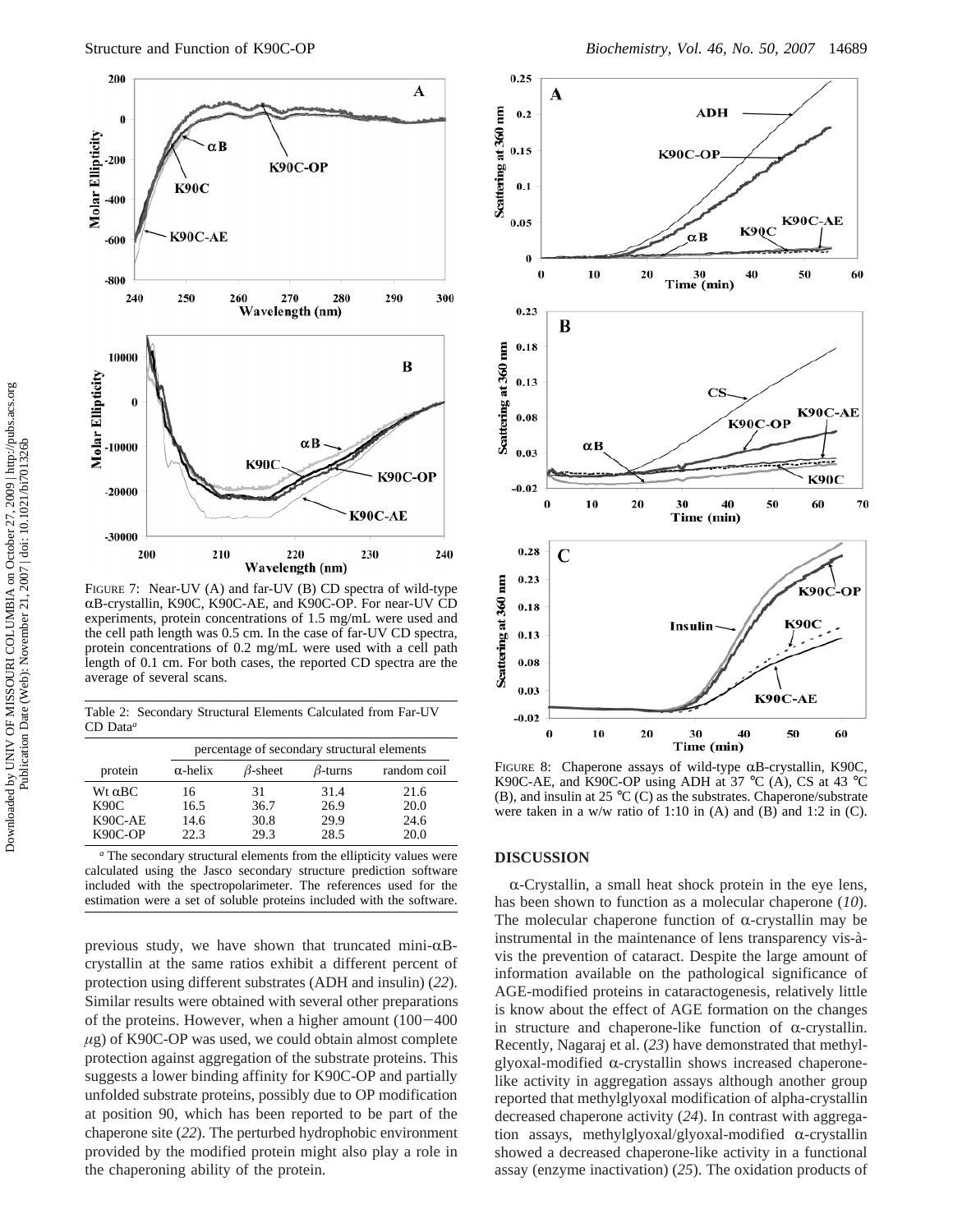FIGURE 7: Near-UV (A) and far-UV (B) CD spectra of wild-type αB-crystallin, K90C, K90C-AE, and K90C-OP. For near-UV CD experiments, protein concentrations of 1.5 mg/mL were used and the cell path length was 0.5 cm. In the case of far-UV CD spectra, protein concentrations of 0.2 mg/mL were used with a cell path length of 0.1 cm. For both cases, the reported CD spectra are the average of several scans.

Table 2: Secondary Structural Elements Calculated from Far-UV CD Data[a]

| protein | percentage of secondary structural elements | | | |
|---|---|---|---|---|
| | α-helix | β-sheet | β-turns | random coil |
| Wt αBC | 16 | 31 | 31.4 | 21.6 |
| K90C | 16.5 | 36.7 | 26.9 | 20.0 |
| K90C-AE | 14.6 | 30.8 | 29.9 | 24.6 |
| K90C-OP | 22.3 | 29.3 | 28.5 | 20.0 |

[a] The secondary structural elements from the ellipticity values were calculated using the Jasco secondary structure prediction software included with the spectropolarimeter. The references used for the estimation were a set of soluble proteins included with the software.

previous study, we have shown that truncated mini-αB-crystallin at the same ratios exhibit a different percent of protection using different substrates (ADH and insulin) (*22*). Similar results were obtained with several other preparations of the proteins. However, when a higher amount (100−400 μg) of K90C-OP was used, we could obtain almost complete protection against aggregation of the substrate proteins. This suggests a lower binding affinity for K90C-OP and partially unfolded substrate proteins, possibly due to OP modification at position 90, which has been reported to be part of the chaperone site (*22*). The perturbed hydrophobic environment provided by the modified protein might also play a role in the chaperoning ability of the protein.

FIGURE 8: Chaperone assays of wild-type αB-crystallin, K90C, K90C-AE, and K90C-OP using ADH at 37 °C (A), CS at 43 °C (B), and insulin at 25 °C (C) as the substrates. Chaperone/substrate were taken in a w/w ratio of 1:10 in (A) and (B) and 1:2 in (C).

## DISCUSSION

α-Crystallin, a small heat shock protein in the eye lens, has been shown to function as a molecular chaperone (*10*). The molecular chaperone function of α-crystallin may be instrumental in the maintenance of lens transparency vis-à-vis the prevention of cataract. Despite the large amount of information available on the pathological significance of AGE-modified proteins in cataractogenesis, relatively little is know about the effect of AGE formation on the changes in structure and chaperone-like function of α-crystallin. Recently, Nagaraj et al. (*23*) have demonstrated that methylglyoxal-modified α-crystallin shows increased chaperone-like activity in aggregation assays although another group reported that methylglyoxal modification of alpha-crystallin decreased chaperone activity (*24*). In contrast with aggregation assays, methylglyoxal/glyoxal-modified α-crystallin showed a decreased chaperone-like activity in a functional assay (enzyme inactivation) (*25*). The oxidation products of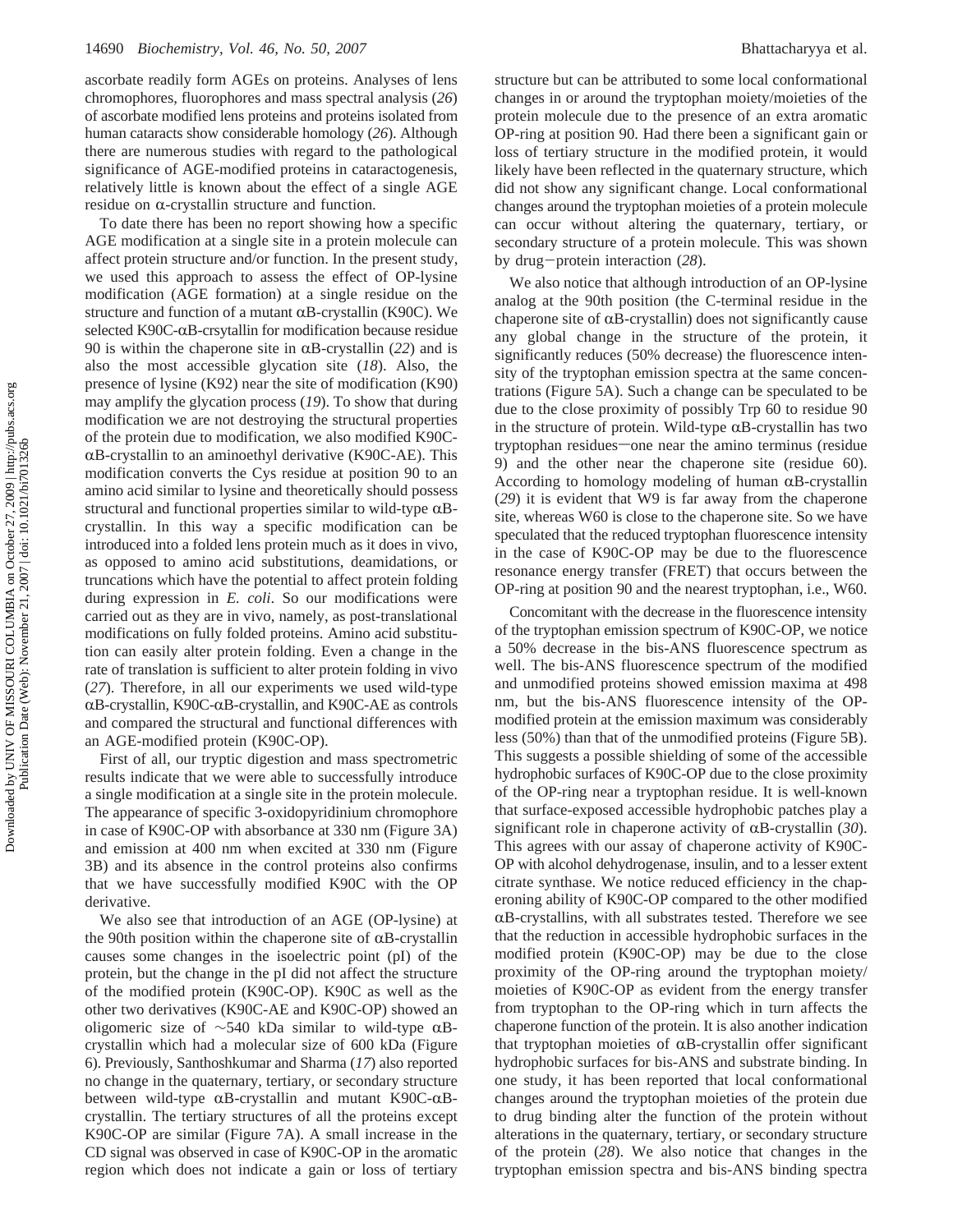ascorbate readily form AGEs on proteins. Analyses of lens chromophores, fluorophores and mass spectral analysis (*26*) of ascorbate modified lens proteins and proteins isolated from human cataracts show considerable homology (*26*). Although there are numerous studies with regard to the pathological significance of AGE-modified proteins in cataractogenesis, relatively little is known about the effect of a single AGE residue on α-crystallin structure and function.

To date there has been no report showing how a specific AGE modification at a single site in a protein molecule can affect protein structure and/or function. In the present study, we used this approach to assess the effect of OP-lysine modification (AGE formation) at a single residue on the structure and function of a mutant αB-crystallin (K90C). We selected K90C-αB-crsytallin for modification because residue 90 is within the chaperone site in αB-crystallin (*22*) and is also the most accessible glycation site (*18*). Also, the presence of lysine (K92) near the site of modification (K90) may amplify the glycation process (*19*). To show that during modification we are not destroying the structural properties of the protein due to modification, we also modified K90C-αB-crystallin to an aminoethyl derivative (K90C-AE). This modification converts the Cys residue at position 90 to an amino acid similar to lysine and theoretically should possess structural and functional properties similar to wild-type αB-crystallin. In this way a specific modification can be introduced into a folded lens protein much as it does in vivo, as opposed to amino acid substitutions, deamidations, or truncations which have the potential to affect protein folding during expression in *E. coli*. So our modifications were carried out as they are in vivo, namely, as post-translational modifications on fully folded proteins. Amino acid substitution can easily alter protein folding. Even a change in the rate of translation is sufficient to alter protein folding in vivo (*27*). Therefore, in all our experiments we used wild-type αB-crystallin, K90C-αB-crystallin, and K90C-AE as controls and compared the structural and functional differences with an AGE-modified protein (K90C-OP).

First of all, our tryptic digestion and mass spectrometric results indicate that we were able to successfully introduce a single modification at a single site in the protein molecule. The appearance of specific 3-oxidopyridinium chromophore in case of K90C-OP with absorbance at 330 nm (Figure 3A) and emission at 400 nm when excited at 330 nm (Figure 3B) and its absence in the control proteins also confirms that we have successfully modified K90C with the OP derivative.

We also see that introduction of an AGE (OP-lysine) at the 90th position within the chaperone site of αB-crystallin causes some changes in the isoelectric point (pI) of the protein, but the change in the pI did not affect the structure of the modified protein (K90C-OP). K90C as well as the other two derivatives (K90C-AE and K90C-OP) showed an oligomeric size of ~540 kDa similar to wild-type αB-crystallin which had a molecular size of 600 kDa (Figure 6). Previously, Santhoshkumar and Sharma (*17*) also reported no change in the quaternary, tertiary, or secondary structure between wild-type αB-crystallin and mutant K90C-αB-crystallin. The tertiary structures of all the proteins except K90C-OP are similar (Figure 7A). A small increase in the CD signal was observed in case of K90C-OP in the aromatic region which does not indicate a gain or loss of tertiary structure but can be attributed to some local conformational changes in or around the tryptophan moiety/moieties of the protein molecule due to the presence of an extra aromatic OP-ring at position 90. Had there been a significant gain or loss of tertiary structure in the modified protein, it would likely have been reflected in the quaternary structure, which did not show any significant change. Local conformational changes around the tryptophan moieties of a protein molecule can occur without altering the quaternary, tertiary, or secondary structure of a protein molecule. This was shown by drug-protein interaction (*28*).

We also notice that although introduction of an OP-lysine analog at the 90th position (the C-terminal residue in the chaperone site of αB-crystallin) does not significantly cause any global change in the structure of the protein, it significantly reduces (50% decrease) the fluorescence intensity of the tryptophan emission spectra at the same concentrations (Figure 5A). Such a change can be speculated to be due to the close proximity of possibly Trp 60 to residue 90 in the structure of protein. Wild-type αB-crystallin has two tryptophan residues—one near the amino terminus (residue 9) and the other near the chaperone site (residue 60). According to homology modeling of human αB-crystallin (*29*) it is evident that W9 is far away from the chaperone site, whereas W60 is close to the chaperone site. So we have speculated that the reduced tryptophan fluorescence intensity in the case of K90C-OP may be due to the fluorescence resonance energy transfer (FRET) that occurs between the OP-ring at position 90 and the nearest tryptophan, i.e., W60.

Concomitant with the decrease in the fluorescence intensity of the tryptophan emission spectrum of K90C-OP, we notice a 50% decrease in the bis-ANS fluorescence spectrum as well. The bis-ANS fluorescence spectrum of the modified and unmodified proteins showed emission maxima at 498 nm, but the bis-ANS fluorescence intensity of the OP-modified protein at the emission maximum was considerably less (50%) than that of the unmodified proteins (Figure 5B). This suggests a possible shielding of some of the accessible hydrophobic surfaces of K90C-OP due to the close proximity of the OP-ring near a tryptophan residue. It is well-known that surface-exposed accessible hydrophobic patches play a significant role in chaperone activity of αB-crystallin (*30*). This agrees with our assay of chaperone activity of K90C-OP with alcohol dehydrogenase, insulin, and to a lesser extent citrate synthase. We notice reduced efficiency in the chaperoning ability of K90C-OP compared to the other modified αB-crystallins, with all substrates tested. Therefore we see that the reduction in accessible hydrophobic surfaces in the modified protein (K90C-OP) may be due to the close proximity of the OP-ring around the tryptophan moiety/moieties of K90C-OP as evident from the energy transfer from tryptophan to the OP-ring which in turn affects the chaperone function of the protein. It is also another indication that tryptophan moieties of αB-crystallin offer significant hydrophobic surfaces for bis-ANS and substrate binding. In one study, it has been reported that local conformational changes around the tryptophan moieties of the protein due to drug binding alter the function of the protein without alterations in the quaternary, tertiary, or secondary structure of the protein (*28*). We also notice that changes in the tryptophan emission spectra and bis-ANS binding spectra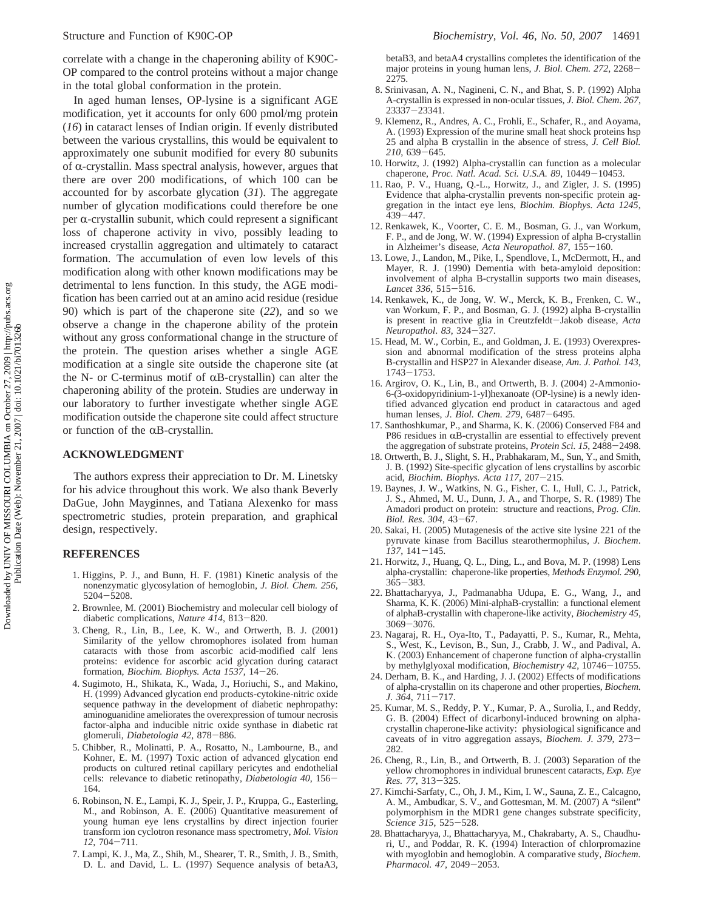correlate with a change in the chaperoning ability of K90C-OP compared to the control proteins without a major change in the total global conformation in the protein.

In aged human lenses, OP-lysine is a significant AGE modification, yet it accounts for only 600 pmol/mg protein (*16*) in cataract lenses of Indian origin. If evenly distributed between the various crystallins, this would be equivalent to approximately one subunit modified for every 80 subunits of α-crystallin. Mass spectral analysis, however, argues that there are over 200 modifications, of which 100 can be accounted for by ascorbate glycation (*31*). The aggregate number of glycation modifications could therefore be one per α-crystallin subunit, which could represent a significant loss of chaperone activity in vivo, possibly leading to increased crystallin aggregation and ultimately to cataract formation. The accumulation of even low levels of this modification along with other known modifications may be detrimental to lens function. In this study, the AGE modification has been carried out at an amino acid residue (residue 90) which is part of the chaperone site (*22*), and so we observe a change in the chaperone ability of the protein without any gross conformational change in the structure of the protein. The question arises whether a single AGE modification at a single site outside the chaperone site (at the N- or C-terminus motif of αB-crystallin) can alter the chaperoning ability of the protein. Studies are underway in our laboratory to further investigate whether single AGE modification outside the chaperone site could affect structure or function of the αB-crystallin.

## ACKNOWLEDGMENT

The authors express their appreciation to Dr. M. Linetsky for his advice throughout this work. We also thank Beverly DaGue, John Mayginnes, and Tatiana Alexenko for mass spectrometric studies, protein preparation, and graphical design, respectively.

## REFERENCES

1. Higgins, P. J., and Bunn, H. F. (1981) Kinetic analysis of the nonenzymatic glycosylation of hemoglobin, *J. Biol. Chem. 256*, 5204−5208.
2. Brownlee, M. (2001) Biochemistry and molecular cell biology of diabetic complications, *Nature 414*, 813−820.
3. Cheng, R., Lin, B., Lee, K. W., and Ortwerth, B. J. (2001) Similarity of the yellow chromophores isolated from human cataracts with those from ascorbic acid-modified calf lens proteins: evidence for ascorbic acid glycation during cataract formation, *Biochim. Biophys. Acta 1537*, 14−26.
4. Sugimoto, H., Shikata, K., Wada, J., Horiuchi, S., and Makino, H. (1999) Advanced glycation end products-cytokine-nitric oxide sequence pathway in the development of diabetic nephropathy: aminoguanidine ameliorates the overexpression of tumour necrosis factor-alpha and inducible nitric oxide synthase in diabetic rat glomeruli, *Diabetologia 42*, 878−886.
5. Chibber, R., Molinatti, P. A., Rosatto, N., Lambourne, B., and Kohner, E. M. (1997) Toxic action of advanced glycation end products on cultured retinal capillary pericytes and endothelial cells: relevance to diabetic retinopathy, *Diabetologia 40*, 156−164.
6. Robinson, N. E., Lampi, K. J., Speir, J. P., Kruppa, G., Easterling, M., and Robinson, A. E. (2006) Quantitative measurement of young human eye lens crystallins by direct injection fourier transform ion cyclotron resonance mass spectrometry, *Mol. Vision 12*, 704−711.
7. Lampi, K. J., Ma, Z., Shih, M., Shearer, T. R., Smith, J. B., Smith, D. L. and David, L. L. (1997) Sequence analysis of betaA3, betaB3, and betaA4 crystallins completes the identification of the major proteins in young human lens, *J. Biol. Chem. 272*, 2268−2275.
8. Srinivasan, A. N., Nagineni, C. N., and Bhat, S. P. (1992) Alpha A-crystallin is expressed in non-ocular tissues, *J. Biol. Chem. 267*, 23337−23341.
9. Klemenz, R., Andres, A. C., Frohli, E., Schafer, R., and Aoyama, A. (1993) Expression of the murine small heat shock proteins hsp 25 and alpha B crystallin in the absence of stress, *J. Cell Biol. 210*, 639−645.
10. Horwitz, J. (1992) Alpha-crystallin can function as a molecular chaperone, *Proc. Natl. Acad. Sci. U.S.A. 89*, 10449−10453.
11. Rao, P. V., Huang, Q.-L., Horwitz, J., and Zigler, J. S. (1995) Evidence that alpha-crystallin prevents non-specific protein aggregation in the intact eye lens, *Biochim. Biophys. Acta 1245*, 439−447.
12. Renkawek, K., Voorter, C. E. M., Bosman, G. J., van Workum, F. P., and de Jong, W. W. (1994) Expression of alpha B-crystallin in Alzheimer's disease, *Acta Neuropathol. 87*, 155−160.
13. Lowe, J., Landon, M., Pike, I., Spendlove, I., McDermott, H., and Mayer, R. J. (1990) Dementia with beta-amyloid deposition: involvement of alpha B-crystallin supports two main diseases, *Lancet 336*, 515−516.
14. Renkawek, K., de Jong, W. W., Merck, K. B., Frenken, C. W., van Workum, F. P., and Bosman, G. J. (1992) alpha B-crystallin is present in reactive glia in Creutzfeldt−Jakob disease, *Acta Neuropathol. 83*, 324−327.
15. Head, M. W., Corbin, E., and Goldman, J. E. (1993) Overexpression and abnormal modification of the stress proteins alpha B-crystallin and HSP27 in Alexander disease, *Am. J. Pathol. 143*, 1743−1753.
16. Argirov, O. K., Lin, B., and Ortwerth, B. J. (2004) 2-Ammonio-6-(3-oxidopyridinium-1-yl)hexanoate (OP-lysine) is a newly identified advanced glycation end product in cataractous and aged human lenses, *J. Biol. Chem. 279*, 6487−6495.
17. Santhoshkumar, P., and Sharma, K. K. (2006) Conserved F84 and P86 residues in αB-crystallin are essential to effectively prevent the aggregation of substrate proteins, *Protein Sci. 15*, 2488−2498.
18. Ortwerth, B. J., Slight, S. H., Prabhakaram, M., Sun, Y., and Smith, J. B. (1992) Site-specific glycation of lens crystallins by ascorbic acid, *Biochim. Biophys. Acta 117*, 207−215.
19. Baynes, J. W., Watkins, N. G., Fisher, C. I., Hull, C. J., Patrick, J. S., Ahmed, M. U., Dunn, J. A., and Thorpe, S. R. (1989) The Amadori product on protein: structure and reactions, *Prog. Clin. Biol. Res. 304*, 43−67.
20. Sakai, H. (2005) Mutagenesis of the active site lysine 221 of the pyruvate kinase from Bacillus stearothermophilus, *J. Biochem. 137*, 141−145.
21. Horwitz, J., Huang, Q. L., Ding, L., and Bova, M. P. (1998) Lens alpha-crystallin: chaperone-like properties, *Methods Enzymol. 290*, 365−383.
22. Bhattacharyya, J., Padmanabha Udupa, E. G., Wang, J., and Sharma, K. K. (2006) Mini-alphaB-crystallin: a functional element of alphaB-crystallin with chaperone-like activity, *Biochemistry 45*, 3069−3076.
23. Nagaraj, R. H., Oya-Ito, T., Padayatti, P. S., Kumar, R., Mehta, S., West, K., Levison, B., Sun, J., Crabb, J. W., and Padival, A. K. (2003) Enhancement of chaperone function of alpha-crystallin by methylglyoxal modification, *Biochemistry 42*, 10746−10755.
24. Derham, B. K., and Harding, J. J. (2002) Effects of modifications of alpha-crystallin on its chaperone and other properties, *Biochem. J. 364*, 711−717.
25. Kumar, M. S., Reddy, P. Y., Kumar, P. A., Surolia, I., and Reddy, G. B. (2004) Effect of dicarbonyl-induced browning on alpha-crystallin chaperone-like activity: physiological significance and caveats of in vitro aggregation assays, *Biochem. J. 379*, 273−282.
26. Cheng, R., Lin, B., and Ortwerth, B. J. (2003) Separation of the yellow chromophores in individual brunescent cataracts, *Exp. Eye Res. 77*, 313−325.
27. Kimchi-Sarfaty, C., Oh, J. M., Kim, I. W., Sauna, Z. E., Calcagno, A. M., Ambudkar, S. V., and Gottesman, M. M. (2007) A "silent" polymorphism in the MDR1 gene changes substrate specificity, *Science 315*, 525−528.
28. Bhattacharyya, J., Bhattacharyya, M., Chakrabarty, A. S., Chaudhuri, U., and Poddar, R. K. (1994) Interaction of chlorpromazine with myoglobin and hemoglobin. A comparative study, *Biochem. Pharmacol. 47*, 2049−2053.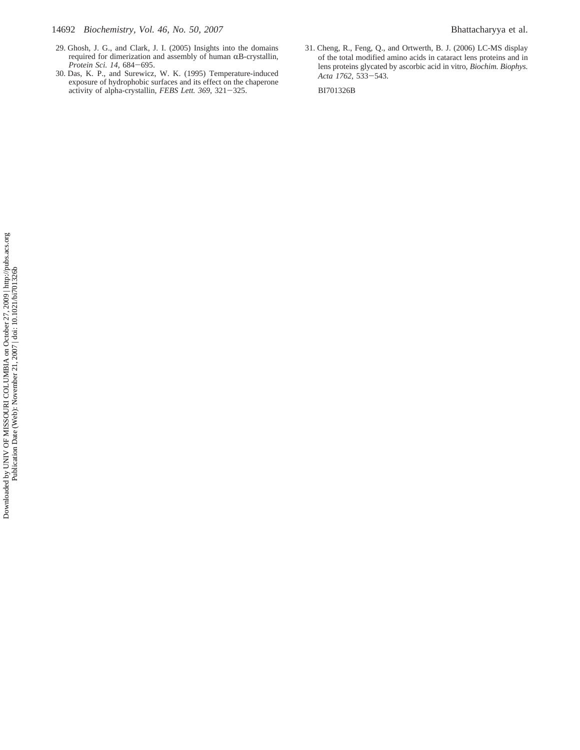29. Ghosh, J. G., and Clark, J. I. (2005) Insights into the domains required for dimerization and assembly of human αB-crystallin, *Protein Sci. 14*, 684−695.
30. Das, K. P., and Surewicz, W. K. (1995) Temperature-induced exposure of hydrophobic surfaces and its effect on the chaperone activity of alpha-crystallin, *FEBS Lett. 369*, 321−325.
31. Cheng, R., Feng, Q., and Ortwerth, B. J. (2006) LC-MS display of the total modified amino acids in cataract lens proteins and in lens proteins glycated by ascorbic acid in vitro, *Biochim. Biophys. Acta 1762*, 533−543.

BI701326B